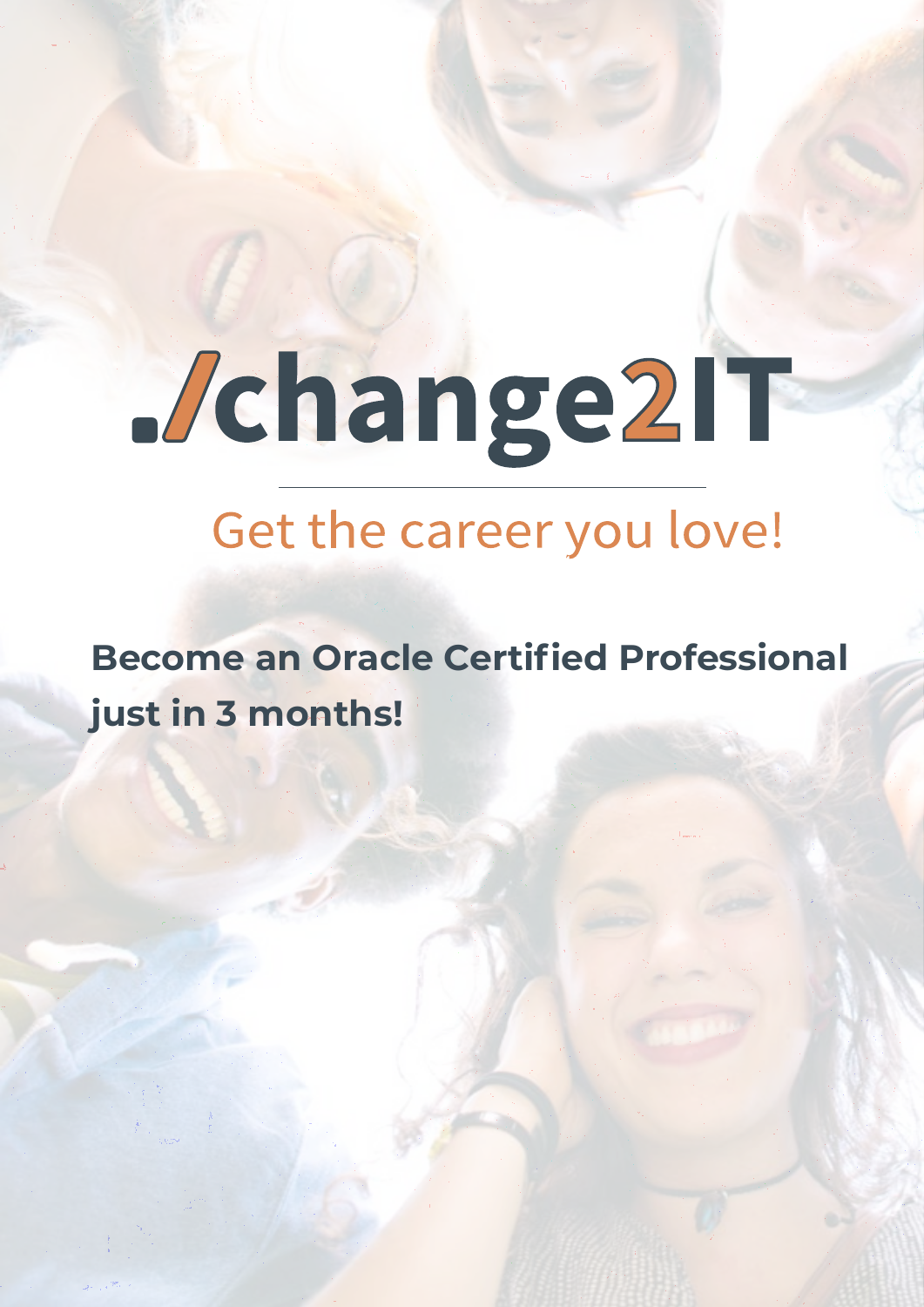# ./change2IT

Get the career you love!

**Become an Oracle Certified Professional just in 3 months!**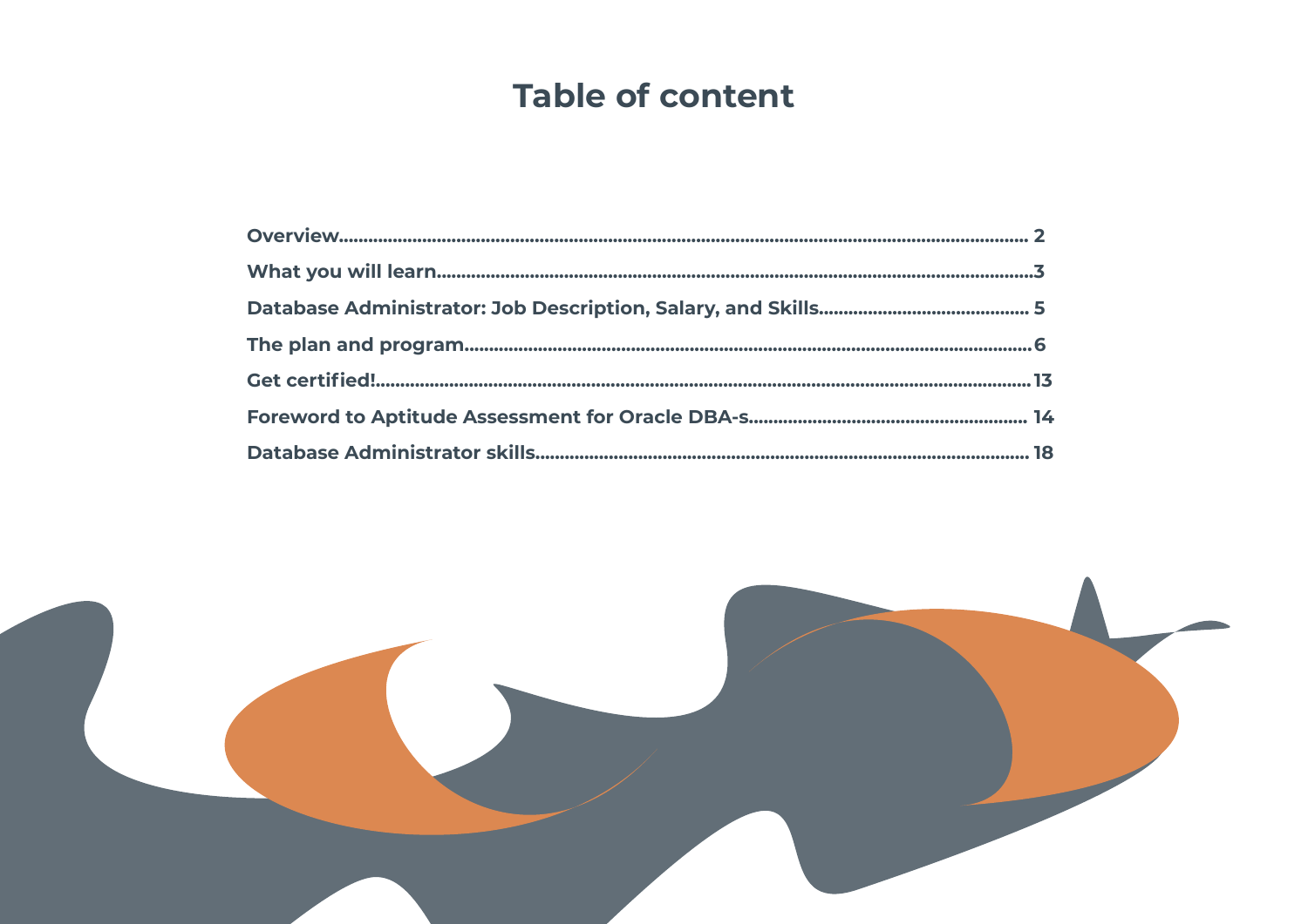# Table of content

| | |
|---|---|
| **Overview** | **2** |
| **What you will learn** | **3** |
| **Database Administrator: Job Description, Salary, and Skills** | **5** |
| **The plan and program** | **6** |
| **Get certified!** | **13** |
| **Foreword to Aptitude Assessment for Oracle DBA-s** | **14** |
| **Database Administrator skills** | **18** |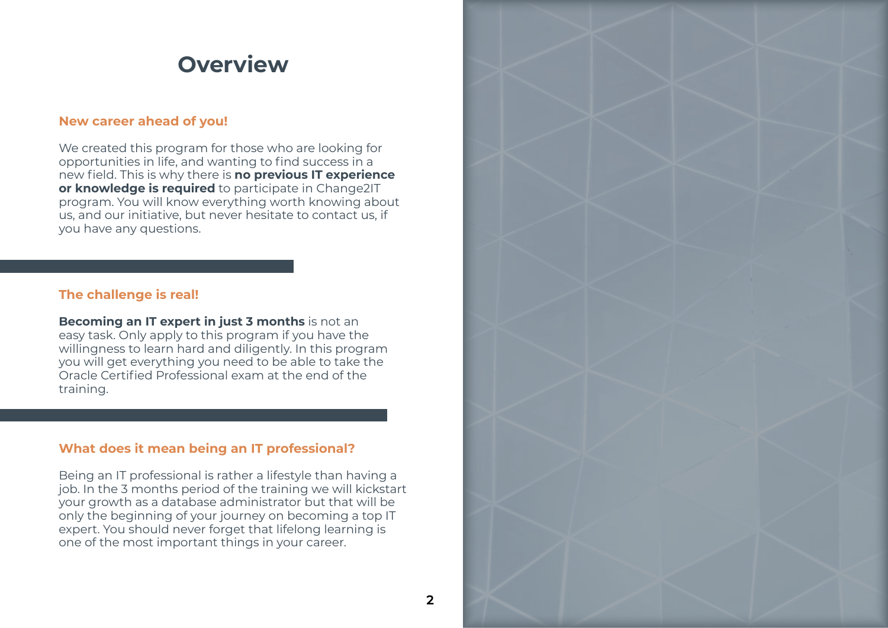# Overview

## New career ahead of you!

We created this program for those who are looking for opportunities in life, and wanting to find success in a new field. This is why there is **no previous IT experience or knowledge is required** to participate in Change2IT program. You will know everything worth knowing about us, and our initiative, but never hesitate to contact us, if you have any questions.

## The challenge is real!

**Becoming an IT expert in just 3 months** is not an easy task. Only apply to this program if you have the willingness to learn hard and diligently. In this program you will get everything you need to be able to take the Oracle Certified Professional exam at the end of the training.

## What does it mean being an IT professional?

Being an IT professional is rather a lifestyle than having a job. In the 3 months period of the training we will kickstart your growth as a database administrator but that will be only the beginning of your journey on becoming a top IT expert. You should never forget that lifelong learning is one of the most important things in your career.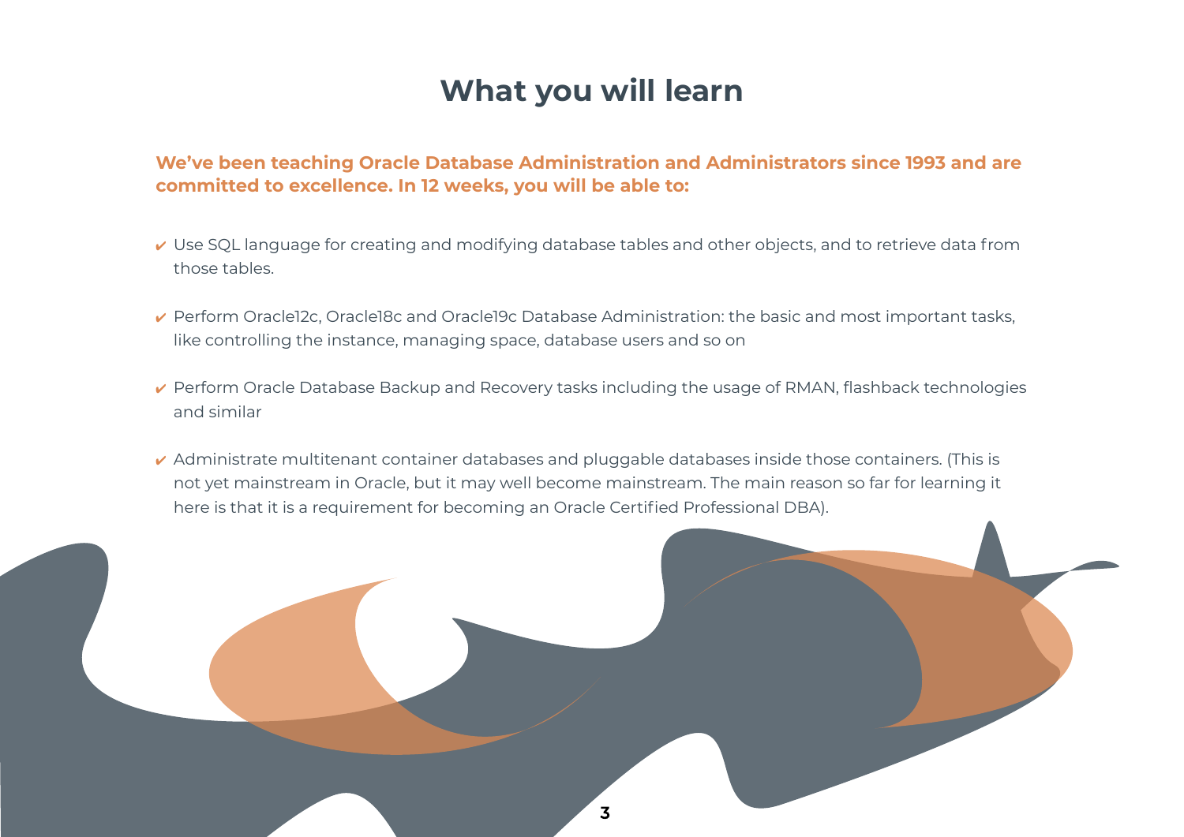# What you will learn

**We've been teaching Oracle Database Administration and Administrators since 1993 and are committed to excellence. In 12 weeks, you will be able to:**

- ✔ Use SQL language for creating and modifying database tables and other objects, and to retrieve data from those tables.
- ✔ Perform Oracle12c, Oracle18c and Oracle19c Database Administration: the basic and most important tasks, like controlling the instance, managing space, database users and so on
- ✔ Perform Oracle Database Backup and Recovery tasks including the usage of RMAN, flashback technologies and similar
- ✔ Administrate multitenant container databases and pluggable databases inside those containers. (This is not yet mainstream in Oracle, but it may well become mainstream. The main reason so far for learning it here is that it is a requirement for becoming an Oracle Certified Professional DBA).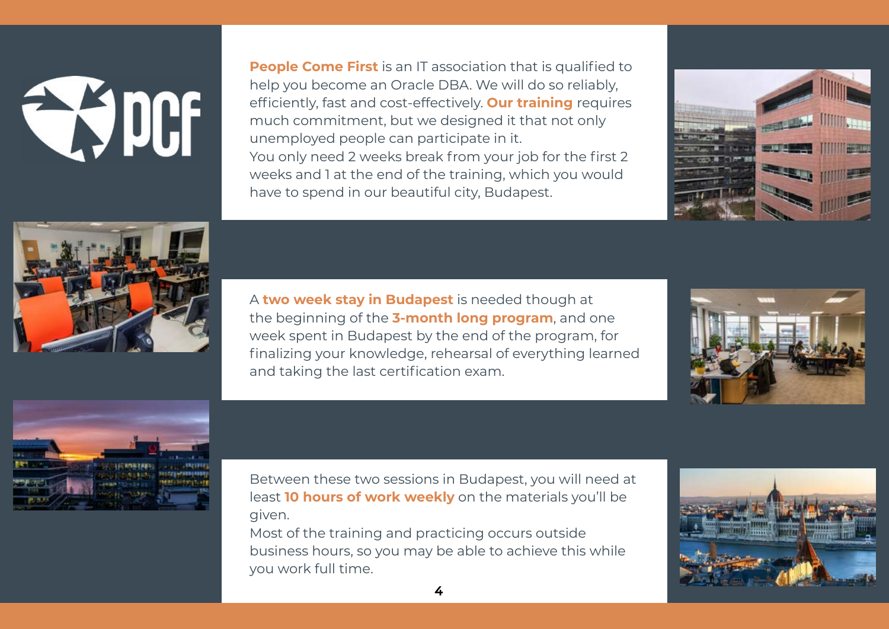**People Come First** is an IT association that is qualified to help you become an Oracle DBA. We will do so reliably, efficiently, fast and cost-effectively. **Our training** requires much commitment, but we designed it that not only unemployed people can participate in it.
You only need 2 weeks break from your job for the first 2 weeks and 1 at the end of the training, which you would have to spend in our beautiful city, Budapest.

A **two week stay in Budapest** is needed though at the beginning of the **3-month long program**, and one week spent in Budapest by the end of the program, for finalizing your knowledge, rehearsal of everything learned and taking the last certification exam.

Between these two sessions in Budapest, you will need at least **10 hours of work weekly** on the materials you'll be given.
Most of the training and practicing occurs outside business hours, so you may be able to achieve this while you work full time.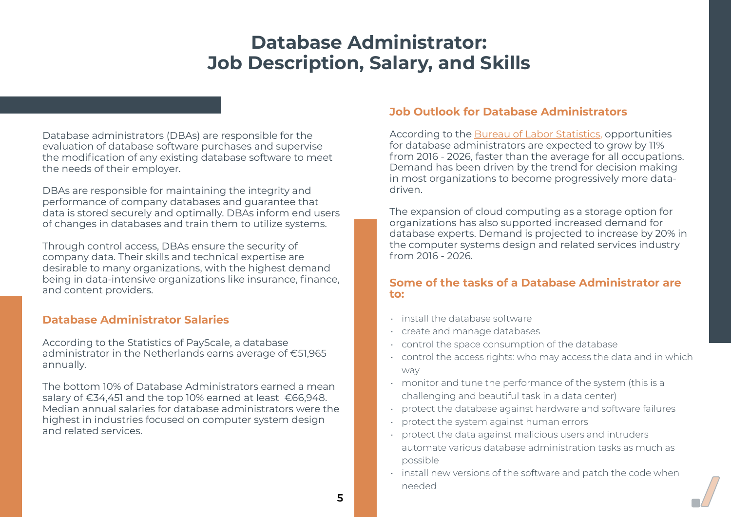# Database Administrator: Job Description, Salary, and Skills

Database administrators (DBAs) are responsible for the evaluation of database software purchases and supervise the modification of any existing database software to meet the needs of their employer.

DBAs are responsible for maintaining the integrity and performance of company databases and guarantee that data is stored securely and optimally. DBAs inform end users of changes in databases and train them to utilize systems.

Through control access, DBAs ensure the security of company data. Their skills and technical expertise are desirable to many organizations, with the highest demand being in data-intensive organizations like insurance, finance, and content providers.

## Database Administrator Salaries

According to the Statistics of PayScale, a database administrator in the Netherlands earns average of €51,965 annually.

The bottom 10% of Database Administrators earned a mean salary of €34,451 and the top 10% earned at least €66,948. Median annual salaries for database administrators were the highest in industries focused on computer system design and related services.

## Job Outlook for Database Administrators

According to the Bureau of Labor Statistics, opportunities for database administrators are expected to grow by 11% from 2016 - 2026, faster than the average for all occupations. Demand has been driven by the trend for decision making in most organizations to become progressively more data-driven.

The expansion of cloud computing as a storage option for organizations has also supported increased demand for database experts. Demand is projected to increase by 20% in the computer systems design and related services industry from 2016 - 2026.

## Some of the tasks of a Database Administrator are to:

- install the database software
- create and manage databases
- control the space consumption of the database
- control the access rights: who may access the data and in which way
- monitor and tune the performance of the system (this is a challenging and beautiful task in a data center)
- protect the database against hardware and software failures
- protect the system against human errors
- protect the data against malicious users and intruders automate various database administration tasks as much as possible
- install new versions of the software and patch the code when needed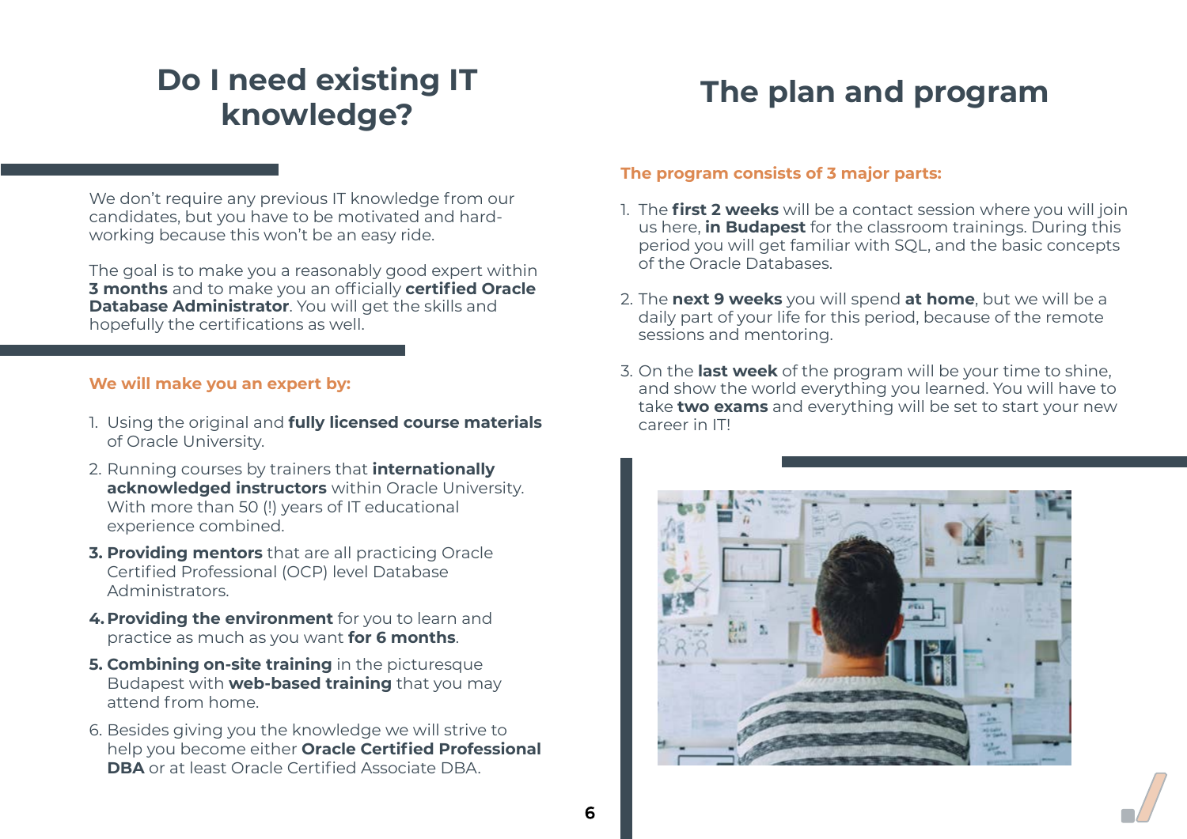# Do I need existing IT knowledge?

We don't require any previous IT knowledge from our candidates, but you have to be motivated and hard-working because this won't be an easy ride.

The goal is to make you a reasonably good expert within **3 months** and to make you an officially **certified Oracle Database Administrator**. You will get the skills and hopefully the certifications as well.

**We will make you an expert by:**

1. Using the original and **fully licensed course materials** of Oracle University.
2. Running courses by trainers that **internationally acknowledged instructors** within Oracle University. With more than 50 (!) years of IT educational experience combined.
3. **Providing mentors** that are all practicing Oracle Certified Professional (OCP) level Database Administrators.
4. **Providing the environment** for you to learn and practice as much as you want **for 6 months**.
5. **Combining on-site training** in the picturesque Budapest with **web-based training** that you may attend from home.
6. Besides giving you the knowledge we will strive to help you become either **Oracle Certified Professional DBA** or at least Oracle Certified Associate DBA.

# The plan and program

**The program consists of 3 major parts:**

1. The **first 2 weeks** will be a contact session where you will join us here, **in Budapest** for the classroom trainings. During this period you will get familiar with SQL, and the basic concepts of the Oracle Databases.
2. The **next 9 weeks** you will spend **at home**, but we will be a daily part of your life for this period, because of the remote sessions and mentoring.
3. On the **last week** of the program will be your time to shine, and show the world everything you learned. You will have to take **two exams** and everything will be set to start your new career in IT!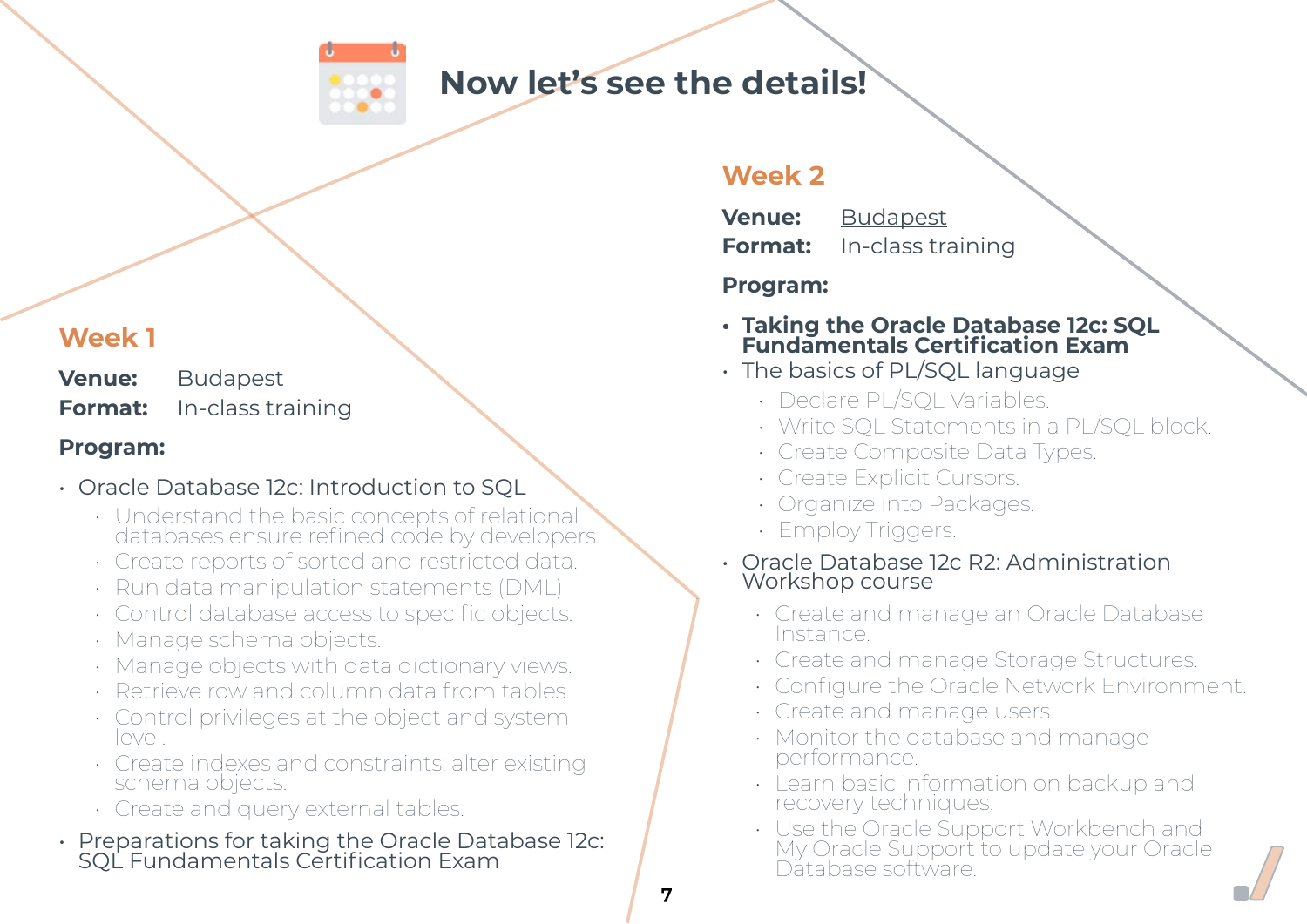# Now let's see the details!

## Week 1

**Venue:** Budapest
**Format:** In-class training

**Program:**

- Oracle Database 12c: Introduction to SQL
  - Understand the basic concepts of relational databases ensure refined code by developers.
  - Create reports of sorted and restricted data.
  - Run data manipulation statements (DML).
  - Control database access to specific objects.
  - Manage schema objects.
  - Manage objects with data dictionary views.
  - Retrieve row and column data from tables.
  - Control privileges at the object and system level.
  - Create indexes and constraints; alter existing schema objects.
  - Create and query external tables.
- Preparations for taking the Oracle Database 12c: SQL Fundamentals Certification Exam

## Week 2

**Venue:** Budapest
**Format:** In-class training

**Program:**

- **Taking the Oracle Database 12c: SQL Fundamentals Certification Exam**
- The basics of PL/SQL language
  - Declare PL/SQL Variables.
  - Write SQL Statements in a PL/SQL block.
  - Create Composite Data Types.
  - Create Explicit Cursors.
  - Organize into Packages.
  - Employ Triggers.
- Oracle Database 12c R2: Administration Workshop course
  - Create and manage an Oracle Database Instance.
  - Create and manage Storage Structures.
  - Configure the Oracle Network Environment.
  - Create and manage users.
  - Monitor the database and manage performance.
  - Learn basic information on backup and recovery techniques.
  - Use the Oracle Support Workbench and My Oracle Support to update your Oracle Database software.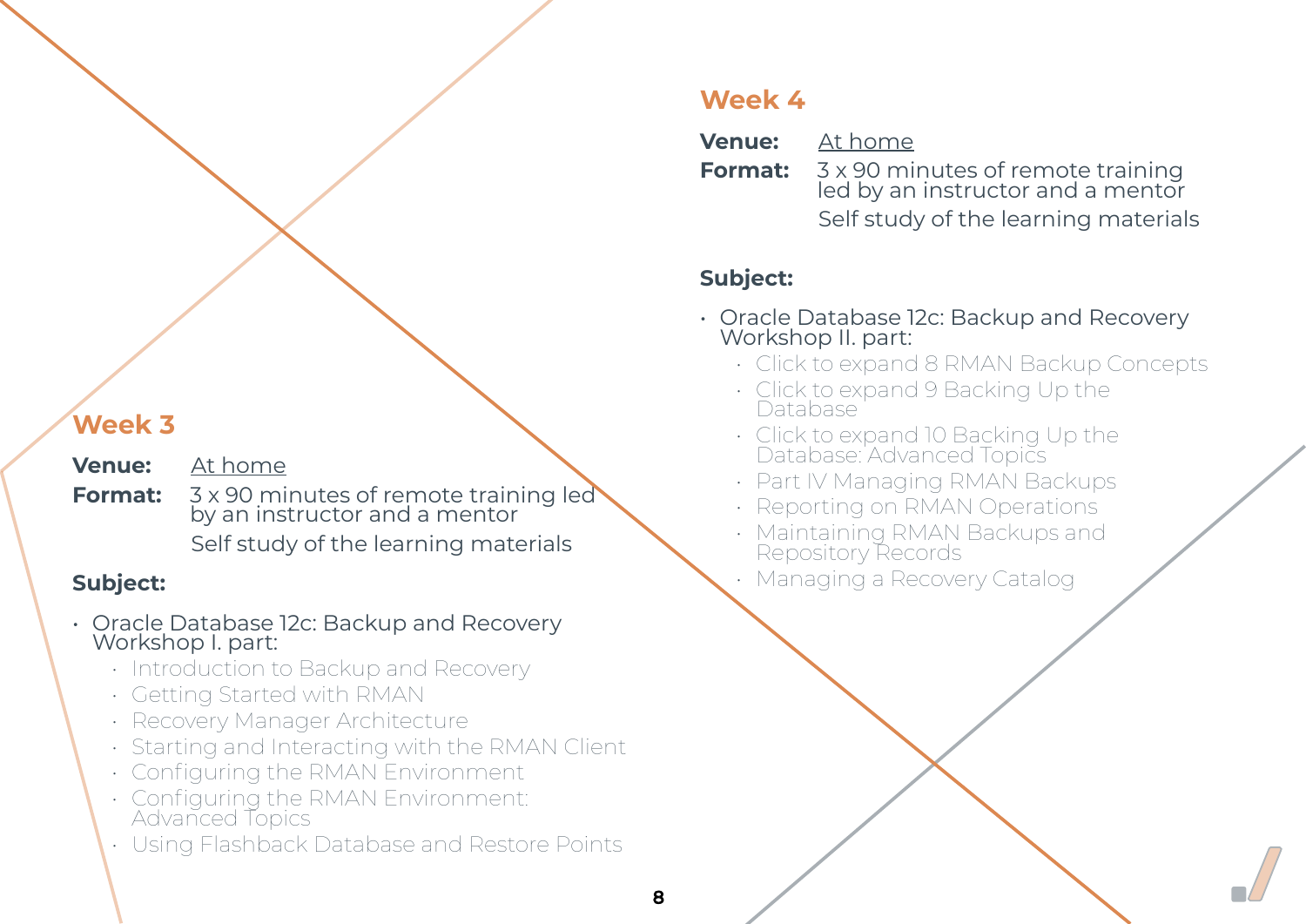## Week 3

**Venue:** At home

**Format:** 3 x 90 minutes of remote training led by an instructor and a mentor

Self study of the learning materials

**Subject:**

- Oracle Database 12c: Backup and Recovery Workshop I. part:
  - Introduction to Backup and Recovery
  - Getting Started with RMAN
  - Recovery Manager Architecture
  - Starting and Interacting with the RMAN Client
  - Configuring the RMAN Environment
  - Configuring the RMAN Environment: Advanced Topics
  - Using Flashback Database and Restore Points

## Week 4

**Venue:** At home

**Format:** 3 x 90 minutes of remote training led by an instructor and a mentor

Self study of the learning materials

**Subject:**

- Oracle Database 12c: Backup and Recovery Workshop II. part:
  - Click to expand 8 RMAN Backup Concepts
  - Click to expand 9 Backing Up the Database
  - Click to expand 10 Backing Up the Database: Advanced Topics
  - Part IV Managing RMAN Backups
  - Reporting on RMAN Operations
  - Maintaining RMAN Backups and Repository Records
  - Managing a Recovery Catalog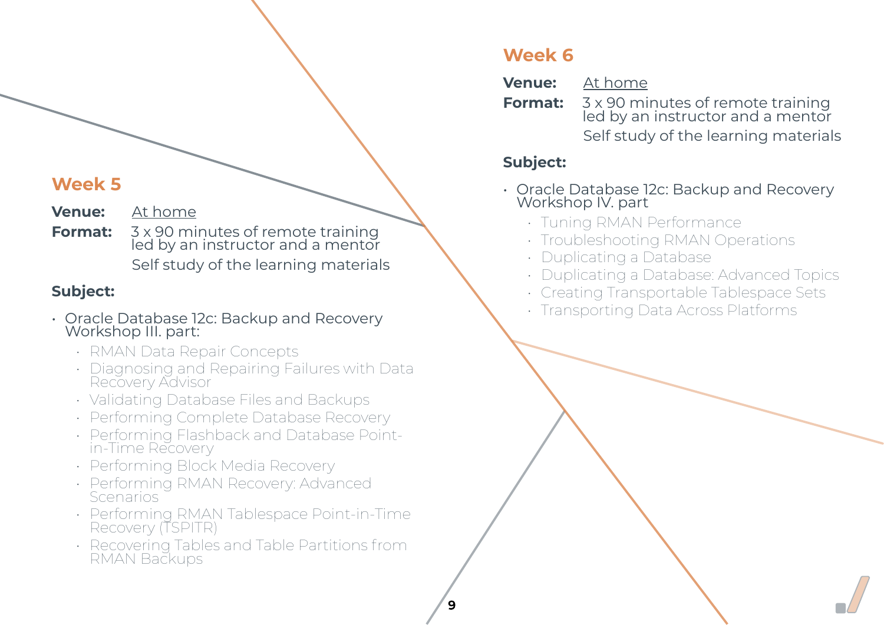## Week 5

**Venue:** At home

**Format:** 3 x 90 minutes of remote training led by an instructor and a mentor

Self study of the learning materials

**Subject:**

- Oracle Database 12c: Backup and Recovery Workshop III. part:
  - RMAN Data Repair Concepts
  - Diagnosing and Repairing Failures with Data Recovery Advisor
  - Validating Database Files and Backups
  - Performing Complete Database Recovery
  - Performing Flashback and Database Point-in-Time Recovery
  - Performing Block Media Recovery
  - Performing RMAN Recovery: Advanced Scenarios
  - Performing RMAN Tablespace Point-in-Time Recovery (TSPITR)
  - Recovering Tables and Table Partitions from RMAN Backups

## Week 6

**Venue:** At home

**Format:** 3 x 90 minutes of remote training led by an instructor and a mentor

Self study of the learning materials

**Subject:**

- Oracle Database 12c: Backup and Recovery Workshop IV. part
  - Tuning RMAN Performance
  - Troubleshooting RMAN Operations
  - Duplicating a Database
  - Duplicating a Database: Advanced Topics
  - Creating Transportable Tablespace Sets
  - Transporting Data Across Platforms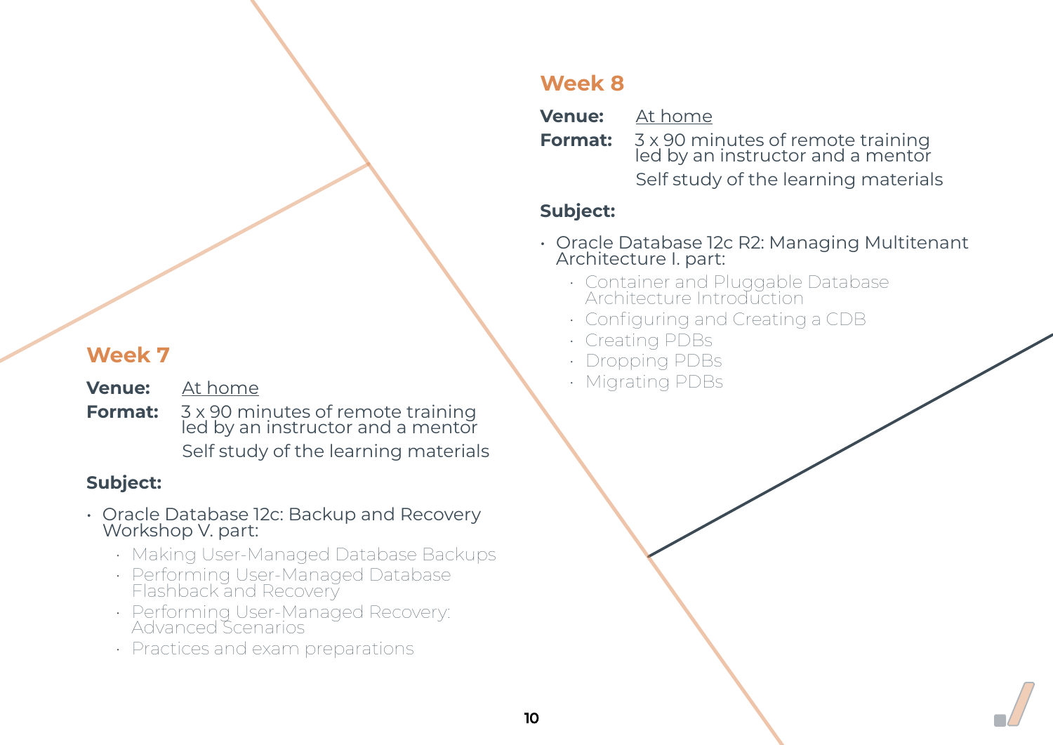## Week 7

**Venue:** At home

**Format:** 3 x 90 minutes of remote training led by an instructor and a mentor

Self study of the learning materials

**Subject:**

- Oracle Database 12c: Backup and Recovery Workshop V. part:
  - Making User-Managed Database Backups
  - Performing User-Managed Database Flashback and Recovery
  - Performing User-Managed Recovery: Advanced Scenarios
  - Practices and exam preparations

## Week 8

**Venue:** At home

**Format:** 3 x 90 minutes of remote training led by an instructor and a mentor

Self study of the learning materials

**Subject:**

- Oracle Database 12c R2: Managing Multitenant Architecture I. part:
  - Container and Pluggable Database Architecture Introduction
  - Configuring and Creating a CDB
  - Creating PDBs
  - Dropping PDBs
  - Migrating PDBs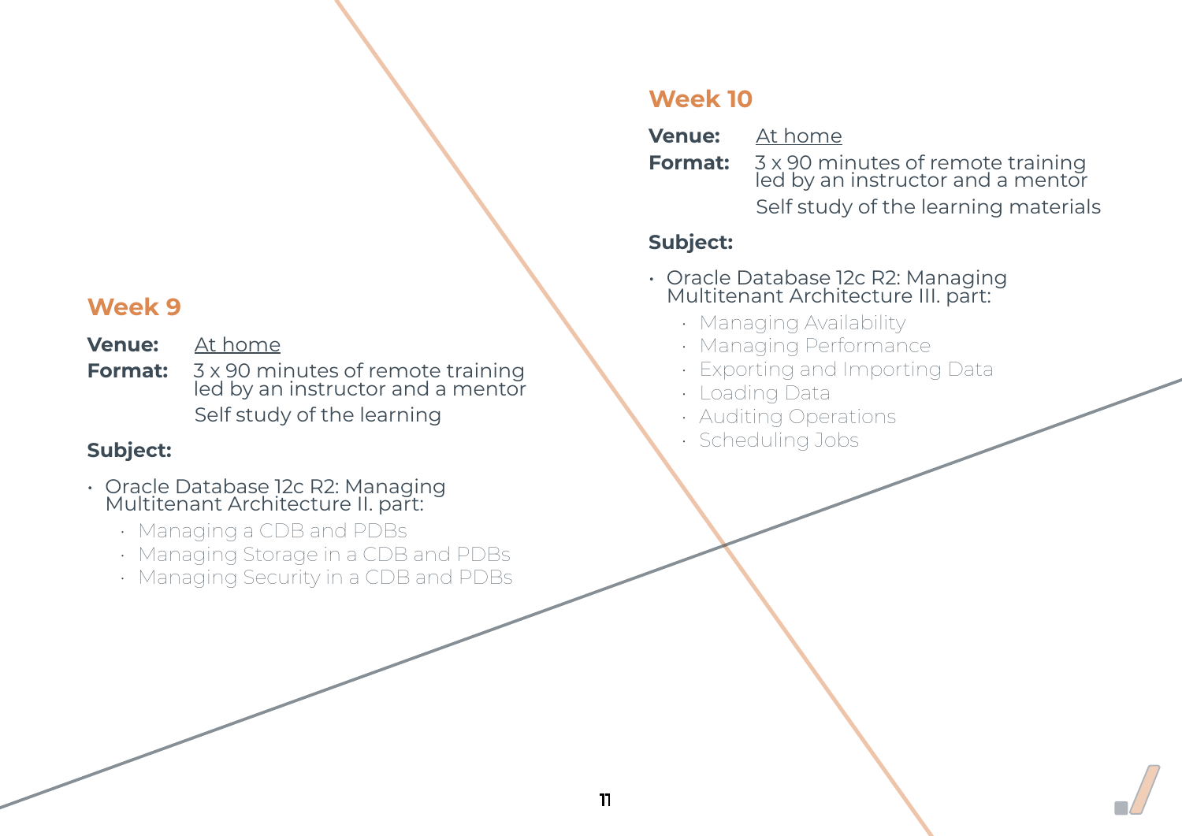## Week 9

**Venue:** At home

**Format:** 3 x 90 minutes of remote training led by an instructor and a mentor

Self study of the learning

**Subject:**

- Oracle Database 12c R2: Managing Multitenant Architecture II. part:
  - Managing a CDB and PDBs
  - Managing Storage in a CDB and PDBs
  - Managing Security in a CDB and PDBs

## Week 10

**Venue:** At home

**Format:** 3 x 90 minutes of remote training led by an instructor and a mentor

Self study of the learning materials

**Subject:**

- Oracle Database 12c R2: Managing Multitenant Architecture III. part:
  - Managing Availability
  - Managing Performance
  - Exporting and Importing Data
  - Loading Data
  - Auditing Operations
  - Scheduling Jobs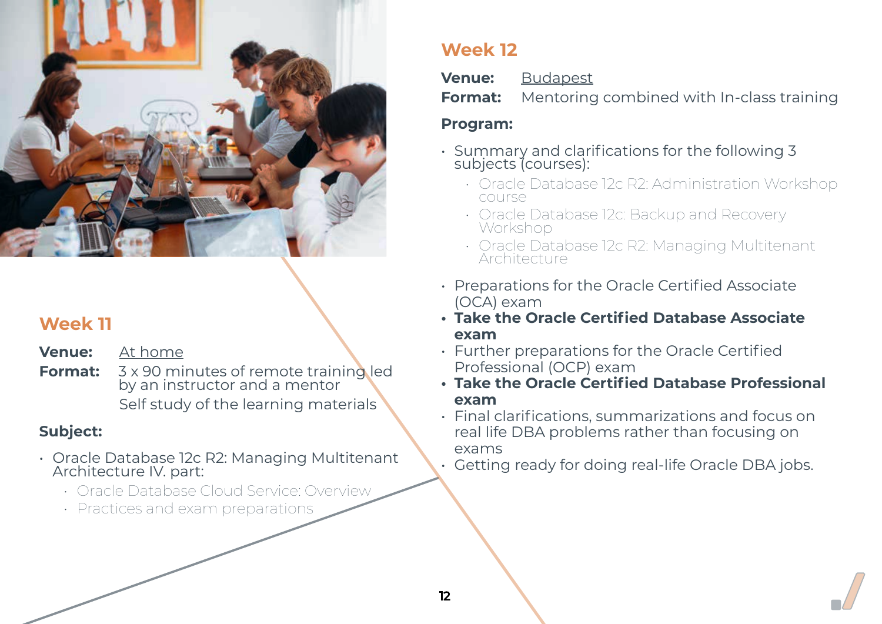## Week 11

**Venue:** At home

**Format:** 3 x 90 minutes of remote training led by an instructor and a mentor

Self study of the learning materials

**Subject:**

- Oracle Database 12c R2: Managing Multitenant Architecture IV. part:
  - Oracle Database Cloud Service: Overview
  - Practices and exam preparations

## Week 12

**Venue:** Budapest

**Format:** Mentoring combined with In-class training

**Program:**

- Summary and clarifications for the following 3 subjects (courses):
  - Oracle Database 12c R2: Administration Workshop course
  - Oracle Database 12c: Backup and Recovery Workshop
  - Oracle Database 12c R2: Managing Multitenant Architecture
- Preparations for the Oracle Certified Associate (OCA) exam
- **Take the Oracle Certified Database Associate exam**
- Further preparations for the Oracle Certified Professional (OCP) exam
- **Take the Oracle Certified Database Professional exam**
- Final clarifications, summarizations and focus on real life DBA problems rather than focusing on exams
- Getting ready for doing real-life Oracle DBA jobs.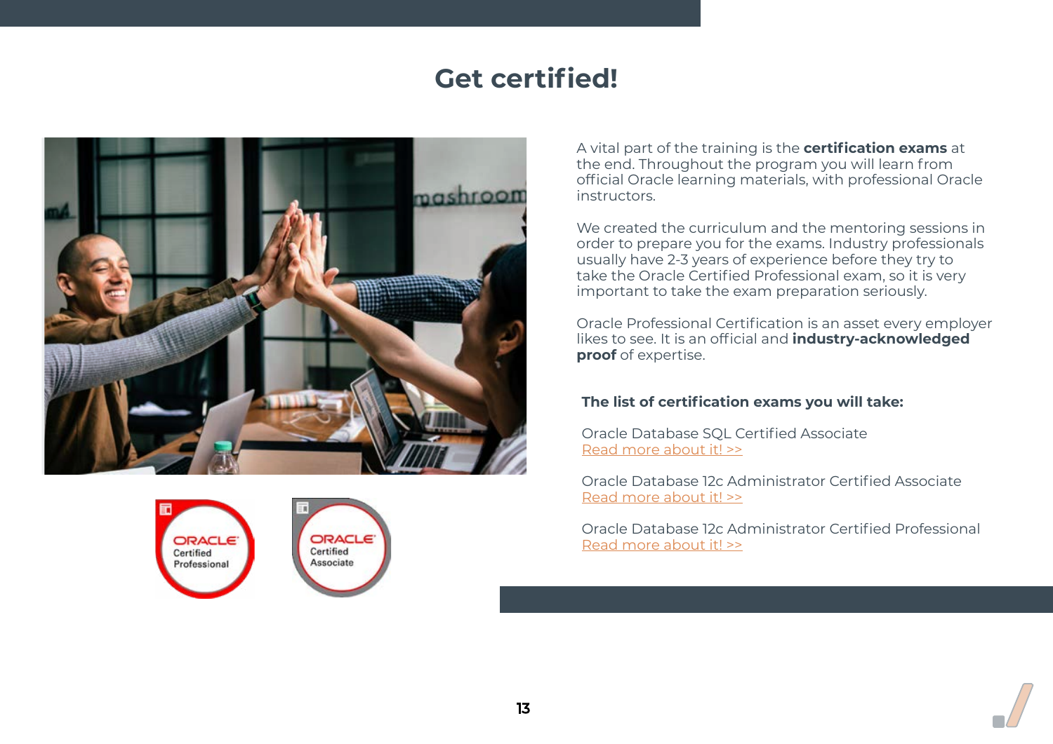# Get certified!

A vital part of the training is the **certification exams** at the end. Throughout the program you will learn from official Oracle learning materials, with professional Oracle instructors.

We created the curriculum and the mentoring sessions in order to prepare you for the exams. Industry professionals usually have 2-3 years of experience before they try to take the Oracle Certified Professional exam, so it is very important to take the exam preparation seriously.

Oracle Professional Certification is an asset every employer likes to see. It is an official and **industry-acknowledged proof** of expertise.

**The list of certification exams you will take:**

Oracle Database SQL Certified Associate
Read more about it! >>

Oracle Database 12c Administrator Certified Associate
Read more about it! >>

Oracle Database 12c Administrator Certified Professional
Read more about it! >>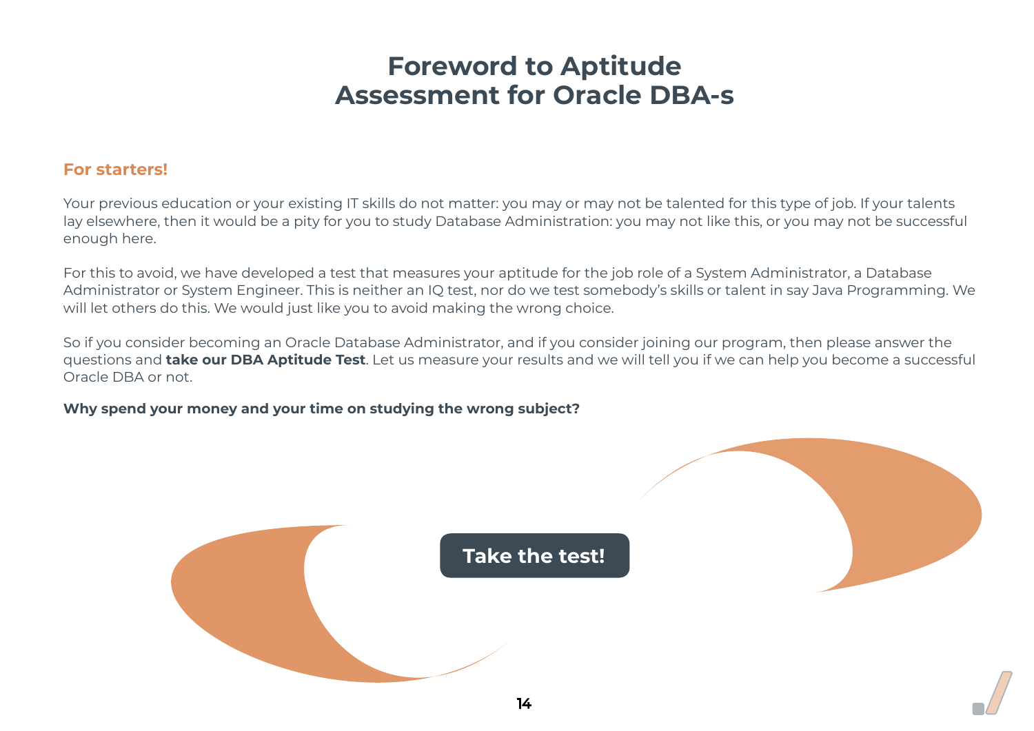# Foreword to Aptitude Assessment for Oracle DBA-s

## For starters!

Your previous education or your existing IT skills do not matter: you may or may not be talented for this type of job. If your talents lay elsewhere, then it would be a pity for you to study Database Administration: you may not like this, or you may not be successful enough here.

For this to avoid, we have developed a test that measures your aptitude for the job role of a System Administrator, a Database Administrator or System Engineer. This is neither an IQ test, nor do we test somebody's skills or talent in say Java Programming. We will let others do this. We would just like you to avoid making the wrong choice.

So if you consider becoming an Oracle Database Administrator, and if you consider joining our program, then please answer the questions and **take our DBA Aptitude Test**. Let us measure your results and we will tell you if we can help you become a successful Oracle DBA or not.

**Why spend your money and your time on studying the wrong subject?**

**Take the test!**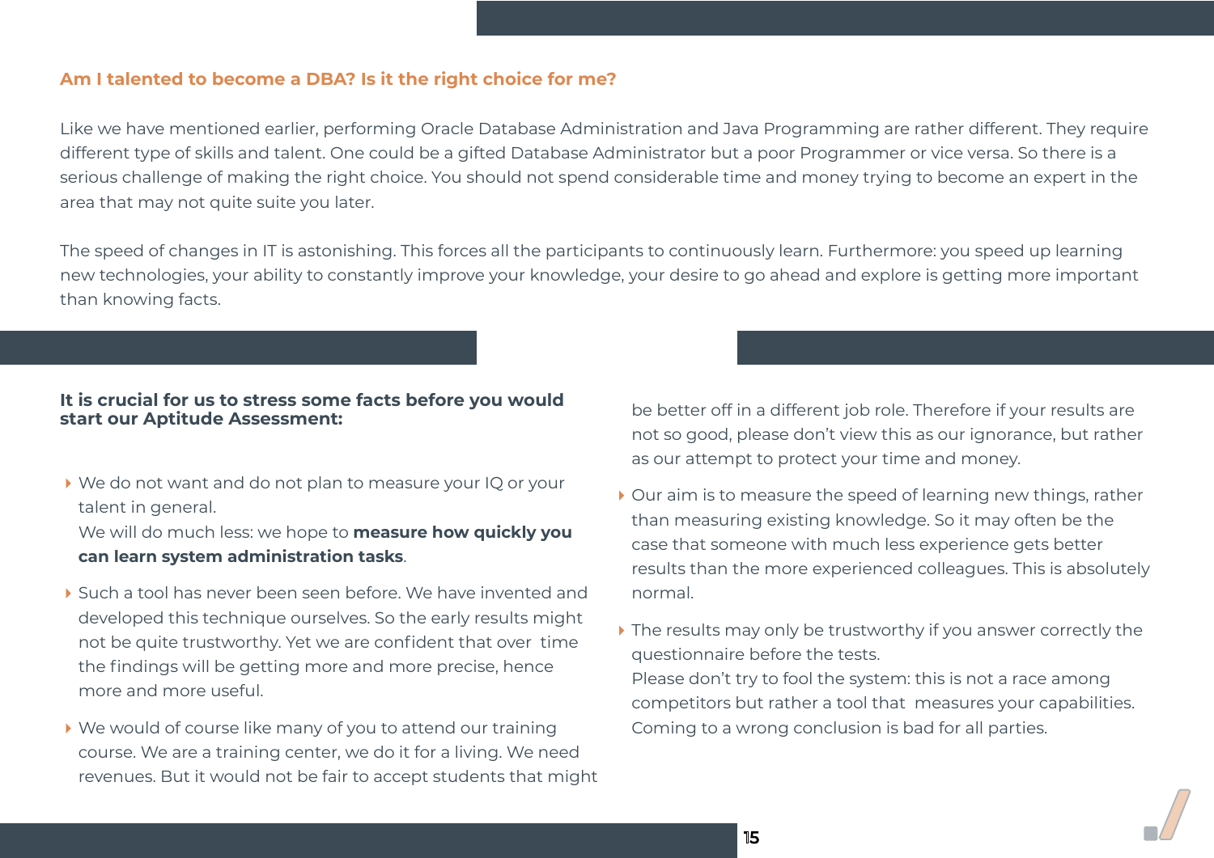### Am I talented to become a DBA? Is it the right choice for me?

Like we have mentioned earlier, performing Oracle Database Administration and Java Programming are rather different. They require different type of skills and talent. One could be a gifted Database Administrator but a poor Programmer or vice versa. So there is a serious challenge of making the right choice. You should not spend considerable time and money trying to become an expert in the area that may not quite suite you later.

The speed of changes in IT is astonishing. This forces all the participants to continuously learn. Furthermore: you speed up learning new technologies, your ability to constantly improve your knowledge, your desire to go ahead and explore is getting more important than knowing facts.

**It is crucial for us to stress some facts before you would start our Aptitude Assessment:**

- We do not want and do not plan to measure your IQ or your talent in general.
  We will do much less: we hope to **measure how quickly you can learn system administration tasks**.
- Such a tool has never been seen before. We have invented and developed this technique ourselves. So the early results might not be quite trustworthy. Yet we are confident that over time the findings will be getting more and more precise, hence more and more useful.
- We would of course like many of you to attend our training course. We are a training center, we do it for a living. We need revenues. But it would not be fair to accept students that might be better off in a different job role. Therefore if your results are not so good, please don't view this as our ignorance, but rather as our attempt to protect your time and money.
- Our aim is to measure the speed of learning new things, rather than measuring existing knowledge. So it may often be the case that someone with much less experience gets better results than the more experienced colleagues. This is absolutely normal.
- The results may only be trustworthy if you answer correctly the questionnaire before the tests.
  Please don't try to fool the system: this is not a race among competitors but rather a tool that measures your capabilities. Coming to a wrong conclusion is bad for all parties.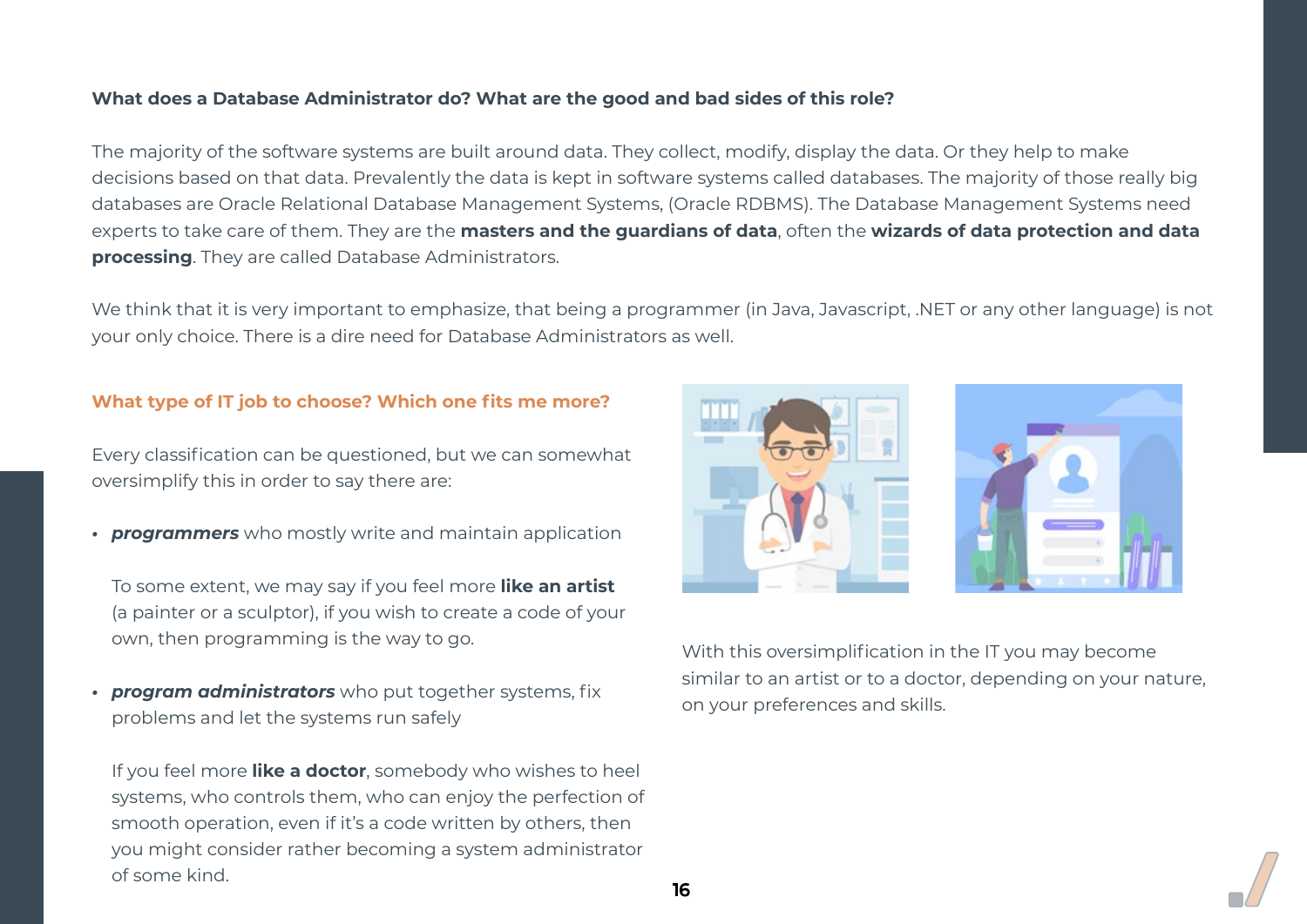**What does a Database Administrator do? What are the good and bad sides of this role?**

The majority of the software systems are built around data. They collect, modify, display the data. Or they help to make decisions based on that data. Prevalently the data is kept in software systems called databases. The majority of those really big databases are Oracle Relational Database Management Systems, (Oracle RDBMS). The Database Management Systems need experts to take care of them. They are the **masters and the guardians of data**, often the **wizards of data protection and data processing**. They are called Database Administrators.

We think that it is very important to emphasize, that being a programmer (in Java, Javascript, .NET or any other language) is not your only choice. There is a dire need for Database Administrators as well.

## What type of IT job to choose? Which one fits me more?

Every classification can be questioned, but we can somewhat oversimplify this in order to say there are:

- ***programmers*** who mostly write and maintain application

  To some extent, we may say if you feel more **like an artist** (a painter or a sculptor), if you wish to create a code of your own, then programming is the way to go.

- ***program administrators*** who put together systems, fix problems and let the systems run safely

  If you feel more **like a doctor**, somebody who wishes to heel systems, who controls them, who can enjoy the perfection of smooth operation, even if it's a code written by others, then you might consider rather becoming a system administrator of some kind.

With this oversimplification in the IT you may become similar to an artist or to a doctor, depending on your nature, on your preferences and skills.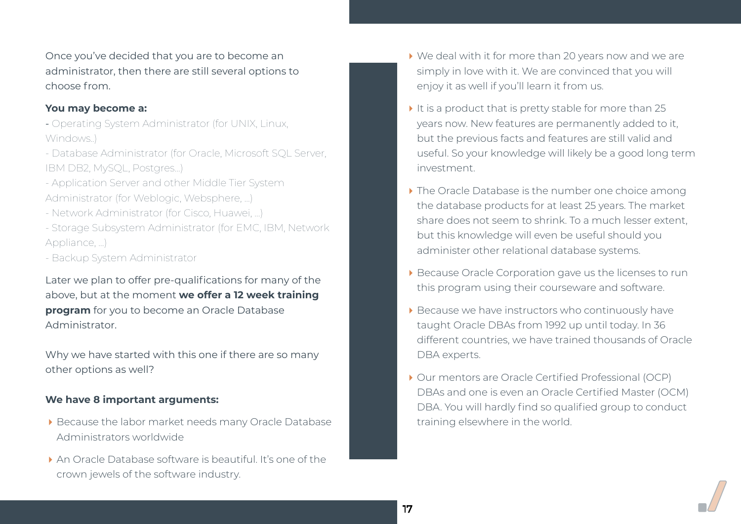Once you've decided that you are to become an administrator, then there are still several options to choose from.

**You may become a:**

- Operating System Administrator (for UNIX, Linux, Windows..)
- Database Administrator (for Oracle, Microsoft SQL Server, IBM DB2, MySQL, Postgres...)
- Application Server and other Middle Tier System Administrator (for Weblogic, Websphere, ...)
- Network Administrator (for Cisco, Huawei, ...)
- Storage Subsystem Administrator (for EMC, IBM, Network Appliance, ...)
- Backup System Administrator

Later we plan to offer pre-qualifications for many of the above, but at the moment **we offer a 12 week training program** for you to become an Oracle Database Administrator.

Why we have started with this one if there are so many other options as well?

**We have 8 important arguments:**

- Because the labor market needs many Oracle Database Administrators worldwide
- An Oracle Database software is beautiful. It's one of the crown jewels of the software industry.
- We deal with it for more than 20 years now and we are simply in love with it. We are convinced that you will enjoy it as well if you'll learn it from us.
- It is a product that is pretty stable for more than 25 years now. New features are permanently added to it, but the previous facts and features are still valid and useful. So your knowledge will likely be a good long term investment.
- The Oracle Database is the number one choice among the database products for at least 25 years. The market share does not seem to shrink. To a much lesser extent, but this knowledge will even be useful should you administer other relational database systems.
- Because Oracle Corporation gave us the licenses to run this program using their courseware and software.
- Because we have instructors who continuously have taught Oracle DBAs from 1992 up until today. In 36 different countries, we have trained thousands of Oracle DBA experts.
- Our mentors are Oracle Certified Professional (OCP) DBAs and one is even an Oracle Certified Master (OCM) DBA. You will hardly find so qualified group to conduct training elsewhere in the world.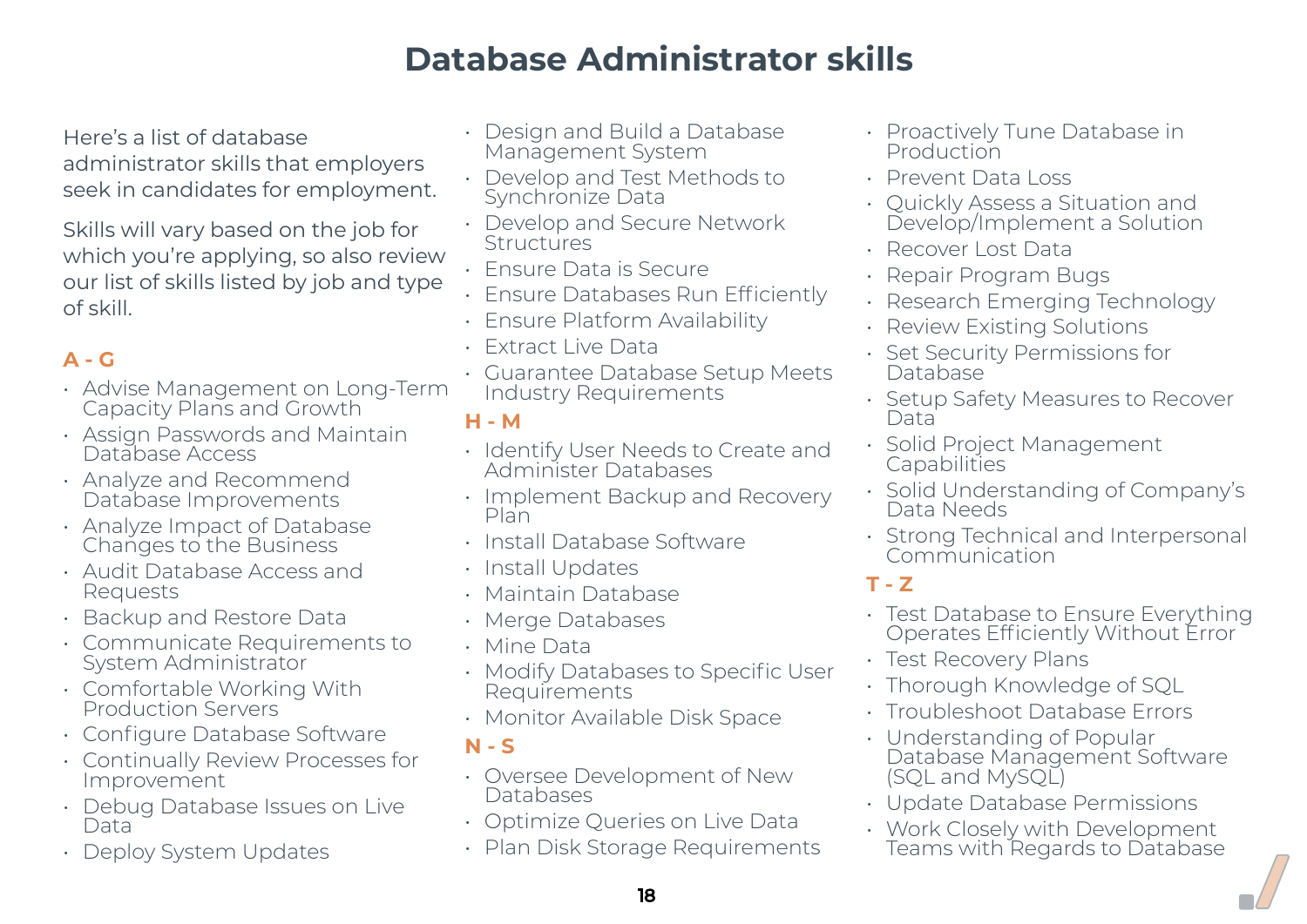# Database Administrator skills

Here's a list of database administrator skills that employers seek in candidates for employment.

Skills will vary based on the job for which you're applying, so also review our list of skills listed by job and type of skill.

### A - G

- Advise Management on Long-Term Capacity Plans and Growth
- Assign Passwords and Maintain Database Access
- Analyze and Recommend Database Improvements
- Analyze Impact of Database Changes to the Business
- Audit Database Access and Requests
- Backup and Restore Data
- Communicate Requirements to System Administrator
- Comfortable Working With Production Servers
- Configure Database Software
- Continually Review Processes for Improvement
- Debug Database Issues on Live Data
- Deploy System Updates
- Design and Build a Database Management System
- Develop and Test Methods to Synchronize Data
- Develop and Secure Network Structures
- Ensure Data is Secure
- Ensure Databases Run Efficiently
- Ensure Platform Availability
- Extract Live Data
- Guarantee Database Setup Meets Industry Requirements

### H - M

- Identify User Needs to Create and Administer Databases
- Implement Backup and Recovery Plan
- Install Database Software
- Install Updates
- Maintain Database
- Merge Databases
- Mine Data
- Modify Databases to Specific User Requirements
- Monitor Available Disk Space

### N - S

- Oversee Development of New Databases
- Optimize Queries on Live Data
- Plan Disk Storage Requirements
- Proactively Tune Database in Production
- Prevent Data Loss
- Quickly Assess a Situation and Develop/Implement a Solution
- Recover Lost Data
- Repair Program Bugs
- Research Emerging Technology
- Review Existing Solutions
- Set Security Permissions for Database
- Setup Safety Measures to Recover Data
- Solid Project Management Capabilities
- Solid Understanding of Company's Data Needs
- Strong Technical and Interpersonal Communication

### T - Z

- Test Database to Ensure Everything Operates Efficiently Without Error
- Test Recovery Plans
- Thorough Knowledge of SQL
- Troubleshoot Database Errors
- Understanding of Popular Database Management Software (SQL and MySQL)
- Update Database Permissions
- Work Closely with Development Teams with Regards to Database